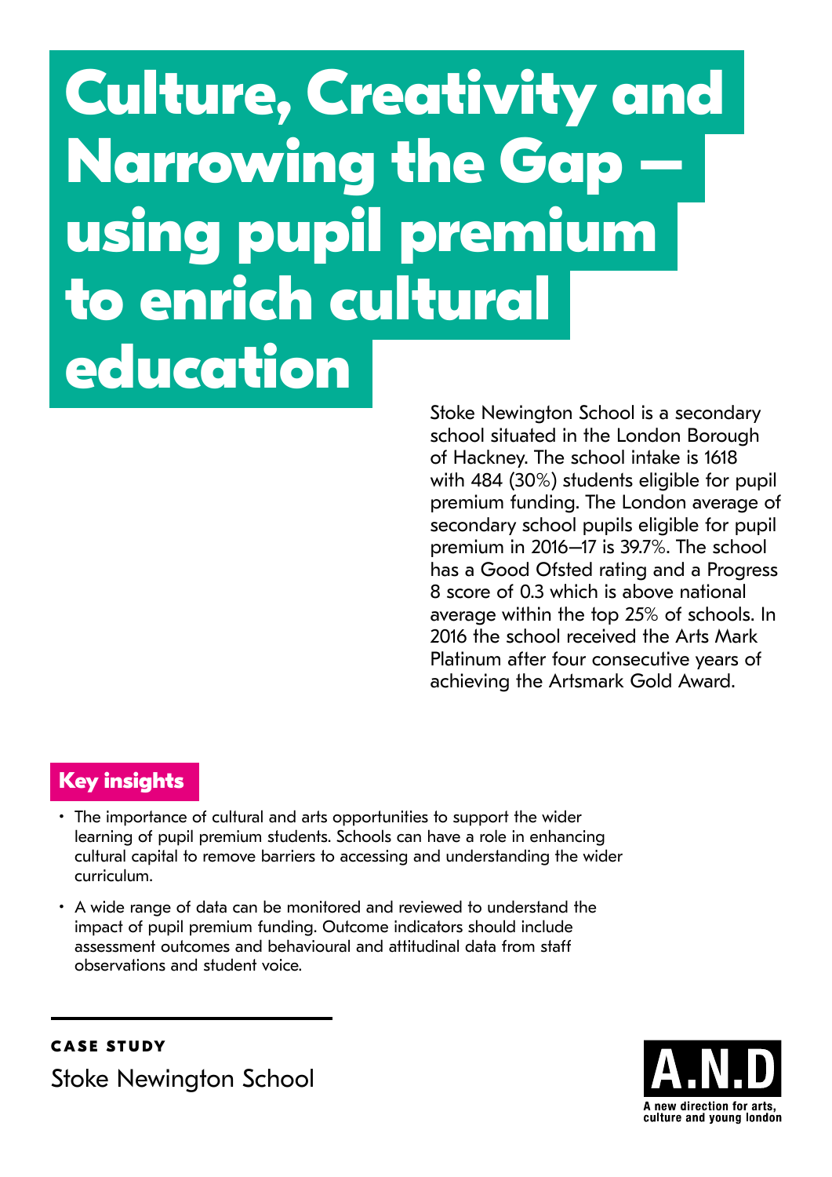# Culture, Creativity and Narrowing the Gap – using pupil premium to enrich cultural education

Stoke Newington School is a secondary school situated in the London Borough of Hackney. The school intake is 1618 with 484 (30%) students eligible for pupil premium funding. The London average of secondary school pupils eligible for pupil premium in 2016–17 is 39.7%. The school has a Good Ofsted rating and a Progress 8 score of 0.3 which is above national average within the top 25% of schools. In 2016 the school received the Arts Mark Platinum after four consecutive years of achieving the Artsmark Gold Award.

## Key insights

- The importance of cultural and arts opportunities to support the wider learning of pupil premium students. Schools can have a role in enhancing cultural capital to remove barriers to accessing and understanding the wider curriculum.
- A wide range of data can be monitored and reviewed to understand the impact of pupil premium funding. Outcome indicators should include assessment outcomes and behavioural and attitudinal data from staff observations and student voice.

**CASE STUDY**

Stoke Newington School

A.N.D
A new direction for arts, culture and young london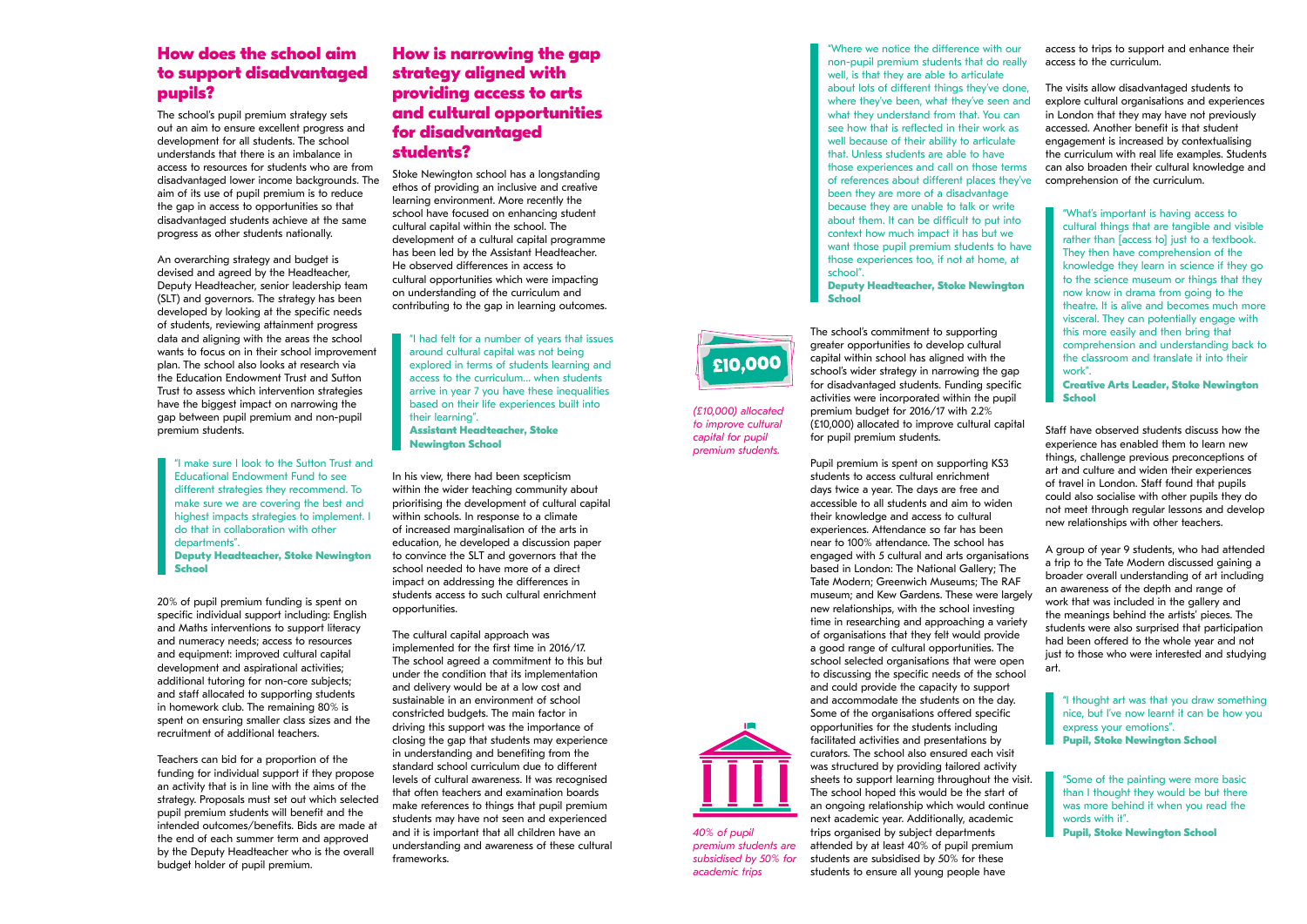## How does the school aim to support disadvantaged pupils?

The school's pupil premium strategy sets out an aim to ensure excellent progress and development for all students. The school understands that there is an imbalance in access to resources for students who are from disadvantaged lower income backgrounds. The aim of its use of pupil premium is to reduce the gap in access to opportunities so that disadvantaged students achieve at the same progress as other students nationally.

An overarching strategy and budget is devised and agreed by the Headteacher, Deputy Headteacher, senior leadership team (SLT) and governors. The strategy has been developed by looking at the specific needs of students, reviewing attainment progress data and aligning with the areas the school wants to focus on in their school improvement plan. The school also looks at research via the Education Endowment Trust and Sutton Trust to assess which intervention strategies have the biggest impact on narrowing the gap between pupil premium and non-pupil premium students.

> "I make sure I look to the Sutton Trust and Educational Endowment Fund to see different strategies they recommend. To make sure we are covering the best and highest impacts strategies to implement. I do that in collaboration with other departments".
> **Deputy Headteacher, Stoke Newington School**

20% of pupil premium funding is spent on specific individual support including: English and Maths interventions to support literacy and numeracy needs; access to resources and equipment: improved cultural capital development and aspirational activities; additional tutoring for non-core subjects; and staff allocated to supporting students in homework club. The remaining 80% is spent on ensuring smaller class sizes and the recruitment of additional teachers.

Teachers can bid for a proportion of the funding for individual support if they propose an activity that is in line with the aims of the strategy. Proposals must set out which selected pupil premium students will benefit and the intended outcomes/benefits. Bids are made at the end of each summer term and approved by the Deputy Headteacher who is the overall budget holder of pupil premium.

## How is narrowing the gap strategy aligned with providing access to arts and cultural opportunities for disadvantaged students?

Stoke Newington school has a longstanding ethos of providing an inclusive and creative learning environment. More recently the school have focused on enhancing student cultural capital within the school. The development of a cultural capital programme has been led by the Assistant Headteacher. He observed differences in access to cultural opportunities which were impacting on understanding of the curriculum and contributing to the gap in learning outcomes.

> "I had felt for a number of years that issues around cultural capital was not being explored in terms of students learning and access to the curriculum... when students arrive in year 7 you have these inequalities based on their life experiences built into their learning".
> **Assistant Headteacher, Stoke Newington School**

In his view, there had been scepticism within the wider teaching community about prioritising the development of cultural capital within schools. In response to a climate of increased marginalisation of the arts in education, he developed a discussion paper to convince the SLT and governors that the school needed to have more of a direct impact on addressing the differences in students access to such cultural enrichment opportunities.

The cultural capital approach was implemented for the first time in 2016/17. The school agreed a commitment to this but under the condition that its implementation and delivery would be at a low cost and sustainable in an environment of school constricted budgets. The main factor in driving this support was the importance of closing the gap that students may experience in understanding and benefiting from the standard school curriculum due to different levels of cultural awareness. It was recognised that often teachers and examination boards make references to things that pupil premium students may have not seen and experienced and it is important that all children have an understanding and awareness of these cultural frameworks.

> "Where we notice the difference with our non-pupil premium students that do really well, is that they are able to articulate about lots of different things they've done, where they've been, what they've seen and what they understand from that. You can see how that is reflected in their work as well because of their ability to articulate that. Unless students are able to have those experiences and call on those terms of references about different places they've been they are more of a disadvantage because they are unable to talk or write about them. It can be difficult to put into context how much impact it has but we want those pupil premium students to have those experiences too, if not at home, at school".
> **Deputy Headteacher, Stoke Newington School**

£10,000

*(£10,000) allocated to improve cultural capital for pupil premium students.*

The school's commitment to supporting greater opportunities to develop cultural capital within school has aligned with the school's wider strategy in narrowing the gap for disadvantaged students. Funding specific activities were incorporated within the pupil premium budget for 2016/17 with 2.2% (£10,000) allocated to improve cultural capital for pupil premium students.

Pupil premium is spent on supporting KS3 students to access cultural enrichment days twice a year. The days are free and accessible to all students and aim to widen their knowledge and access to cultural experiences. Attendance so far has been near to 100% attendance. The school has engaged with 5 cultural and arts organisations based in London: The National Gallery; The Tate Modern; Greenwich Museums; The RAF museum; and Kew Gardens. These were largely new relationships, with the school investing time in researching and approaching a variety of organisations that they felt would provide a good range of cultural opportunities. The school selected organisations that were open to discussing the specific needs of the school and could provide the capacity to support and accommodate the students on the day. Some of the organisations offered specific opportunities for the students including facilitated activities and presentations by curators. The school also ensured each visit was structured by providing tailored activity sheets to support learning throughout the visit. The school hoped this would be the start of an ongoing relationship which would continue next academic year. Additionally, academic trips organised by subject departments attended by at least 40% of pupil premium students are subsidised by 50% for these students to ensure all young people have access to trips to support and enhance their access to the curriculum.

*40% of pupil premium students are subsidised by 50% for academic trips*

The visits allow disadvantaged students to explore cultural organisations and experiences in London that they may have not previously accessed. Another benefit is that student engagement is increased by contextualising the curriculum with real life examples. Students can also broaden their cultural knowledge and comprehension of the curriculum.

> "What's important is having access to cultural things that are tangible and visible rather than [access to] just to a textbook. They then have comprehension of the knowledge they learn in science if they go to the science museum or things that they now know in drama from going to the theatre. It is alive and becomes much more visceral. They can potentially engage with this more easily and then bring that comprehension and understanding back to the classroom and translate it into their work".
> **Creative Arts Leader, Stoke Newington School**

Staff have observed students discuss how the experience has enabled them to learn new things, challenge previous preconceptions of art and culture and widen their experiences of travel in London. Staff found that pupils could also socialise with other pupils they do not meet through regular lessons and develop new relationships with other teachers.

A group of year 9 students, who had attended a trip to the Tate Modern discussed gaining a broader overall understanding of art including an awareness of the depth and range of work that was included in the gallery and the meanings behind the artists' pieces. The students were also surprised that participation had been offered to the whole year and not just to those who were interested and studying art.

> "I thought art was that you draw something nice, but I've now learnt it can be how you express your emotions".
> **Pupil, Stoke Newington School**

> "Some of the painting were more basic than I thought they would be but there was more behind it when you read the words with it".
> **Pupil, Stoke Newington School**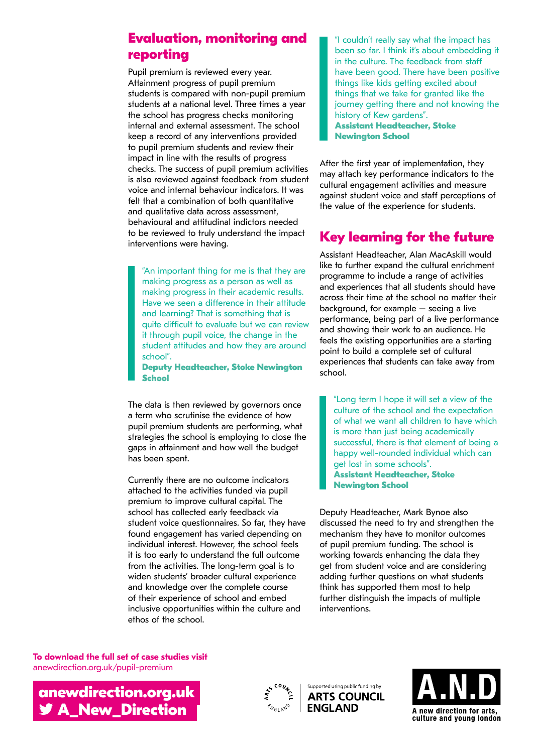## Evaluation, monitoring and reporting

Pupil premium is reviewed every year. Attainment progress of pupil premium students is compared with non-pupil premium students at a national level. Three times a year the school has progress checks monitoring internal and external assessment. The school keep a record of any interventions provided to pupil premium students and review their impact in line with the results of progress checks. The success of pupil premium activities is also reviewed against feedback from student voice and internal behaviour indicators. It was felt that a combination of both quantitative and qualitative data across assessment, behavioural and attitudinal indictors needed to be reviewed to truly understand the impact interventions were having.

> "An important thing for me is that they are making progress as a person as well as making progress in their academic results. Have we seen a difference in their attitude and learning? That is something that is quite difficult to evaluate but we can review it through pupil voice, the change in the student attitudes and how they are around school".
> **Deputy Headteacher, Stoke Newington School**

The data is then reviewed by governors once a term who scrutinise the evidence of how pupil premium students are performing, what strategies the school is employing to close the gaps in attainment and how well the budget has been spent.

Currently there are no outcome indicators attached to the activities funded via pupil premium to improve cultural capital. The school has collected early feedback via student voice questionnaires. So far, they have found engagement has varied depending on individual interest. However, the school feels it is too early to understand the full outcome from the activities. The long-term goal is to widen students' broader cultural experience and knowledge over the complete course of their experience of school and embed inclusive opportunities within the culture and ethos of the school.

> "I couldn't really say what the impact has been so far. I think it's about embedding it in the culture. The feedback from staff have been good. There have been positive things like kids getting excited about things that we take for granted like the journey getting there and not knowing the history of Kew gardens".
> **Assistant Headteacher, Stoke Newington School**

After the first year of implementation, they may attach key performance indicators to the cultural engagement activities and measure against student voice and staff perceptions of the value of the experience for students.

## Key learning for the future

Assistant Headteacher, Alan MacAskill would like to further expand the cultural enrichment programme to include a range of activities and experiences that all students should have across their time at the school no matter their background, for example – seeing a live performance, being part of a live performance and showing their work to an audience. He feels the existing opportunities are a starting point to build a complete set of cultural experiences that students can take away from school.

> "Long term I hope it will set a view of the culture of the school and the expectation of what we want all children to have which is more than just being academically successful, there is that element of being a happy well-rounded individual which can get lost in some schools".
> **Assistant Headteacher, Stoke Newington School**

Deputy Headteacher, Mark Bynoe also discussed the need to try and strengthen the mechanism they have to monitor outcomes of pupil premium funding. The school is working towards enhancing the data they get from student voice and are considering adding further questions on what students think has supported them most to help further distinguish the impacts of multiple interventions.

**To download the full set of case studies visit**
anewdirection.org.uk/pupil-premium

**anewdirection.org.uk**
**A_New_Direction**

Supported using public funding by ARTS COUNCIL ENGLAND

A.N.D
A new direction for arts, culture and young london